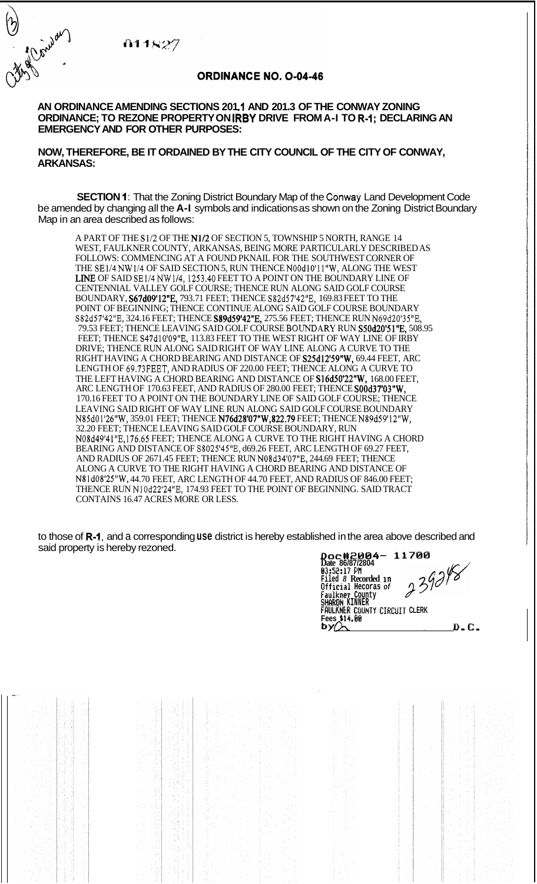(3) City of Conway

011827

# ORDINANCE NO. O-04-46

**AN ORDINANCE AMENDING SECTIONS 201.1 AND 201.3 OF THE CONWAY ZONING ORDINANCE; TO REZONE PROPERTY ON IRBY DRIVE FROM A-I TO R-1; DECLARING AN EMERGENCY AND FOR OTHER PURPOSES:**

**NOW, THEREFORE, BE IT ORDAINED BY THE CITY COUNCIL OF THE CITY OF CONWAY, ARKANSAS:**

**SECTION 1**: That the Zoning District Boundary Map of the Conway Land Development Code be amended by changing all the **A-I** symbols and indications as shown on the Zoning District Boundary Map in an area described as follows:

> A PART OF THE S1/2 OF THE N1/2 OF SECTION 5, TOWNSHIP 5 NORTH, RANGE 14 WEST, FAULKNER COUNTY, ARKANSAS, BEING MORE PARTICULARLY DESCRIBED AS FOLLOWS: COMMENCING AT A FOUND PKNAIL FOR THE SOUTHWEST CORNER OF THE SE1/4 NW1/4 OF SAID SECTION 5, RUN THENCE N00d10'11"W, ALONG THE WEST LINE OF SAID SE1/4 NW1/4, 1253.40 FEET TO A POINT ON THE BOUNDARY LINE OF CENTENNIAL VALLEY GOLF COURSE; THENCE RUN ALONG SAID GOLF COURSE BOUNDARY, S67d09'12"E, 793.71 FEET; THENCE S82d57'42"E, 169.83 FEET TO THE POINT OF BEGINNING; THENCE CONTINUE ALONG SAID GOLF COURSE BOUNDARY S82d57'42"E, 324.16 FEET; THENCE S89d59'42"E, 275.56 FEET; THENCE RUN N69d20'35"E, 79.53 FEET; THENCE LEAVING SAID GOLF COURSE BOUNDARY RUN S50d20'51"E, 508.95 FEET; THENCE S47d10'09"E, 113.83 FEET TO THE WEST RIGHT OF WAY LINE OF IRBY DRIVE; THENCE RUN ALONG SAID RIGHT OF WAY LINE ALONG A CURVE TO THE RIGHT HAVING A CHORD BEARING AND DISTANCE OF S25d12'59"W, 69.44 FEET, ARC LENGTH OF 69.73 FEET, AND RADIUS OF 220.00 FEET; THENCE ALONG A CURVE TO THE LEFT HAVING A CHORD BEARING AND DISTANCE OF S16d50'22"W, 168.00 FEET, ARC LENGTH OF 170.63 FEET, AND RADIUS OF 280.00 FEET; THENCE S00d37'03"W, 170.16 FEET TO A POINT ON THE BOUNDARY LINE OF SAID GOLF COURSE; THENCE LEAVING SAID RIGHT OF WAY LINE RUN ALONG SAID GOLF COURSE BOUNDARY N85d01'26"W, 359.01 FEET; THENCE N76d28'07"W, 822.79 FEET; THENCE N89d59'12"W, 32.20 FEET; THENCE LEAVING SAID GOLF COURSE BOUNDARY, RUN N08d49'41"E, 176.65 FEET; THENCE ALONG A CURVE TO THE RIGHT HAVING A CHORD BEARING AND DISTANCE OF S8025'45"E, d69.26 FEET, ARC LENGTH OF 69.27 FEET, AND RADIUS OF 2671.45 FEET; THENCE RUN N08d34'07"E, 244.69 FEET; THENCE ALONG A CURVE TO THE RIGHT HAVING A CHORD BEARING AND DISTANCE OF N81d08'25"W, 44.70 FEET, ARC LENGTH OF 44.70 FEET, AND RADIUS OF 846.00 FEET; THENCE RUN N10d22'24"E, 174.93 FEET TO THE POINT OF BEGINNING. SAID TRACT CONTAINS 16.47 ACRES MORE OR LESS.

to those of **R-1**, and a corresponding **use** district is hereby established in the area above described and said property is hereby rezoned.

Doc#2004- 11700
Date 06/07/2004
03:52:17 PM
Filed & Recorded in
Official Records of
Faulkner County
SHARON KINNER
FAULKNER COUNTY CIRCUIT CLERK
Fees $14.00
by ________ D.C.

239248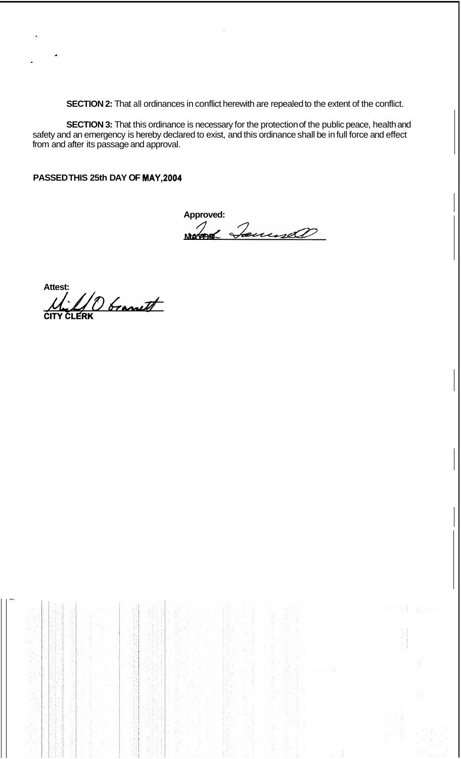**SECTION 2:** That all ordinances in conflict herewith are repealed to the extent of the conflict.

**SECTION 3:** That this ordinance is necessary for the protection of the public peace, health and safety and an emergency is hereby declared to exist, and this ordinance shall be in full force and effect from and after its passage and approval.

**PASSED THIS 25th DAY OF MAY, 2004**

**Approved:**

**MAYOR**

**Attest:**

**CITY CLERK**